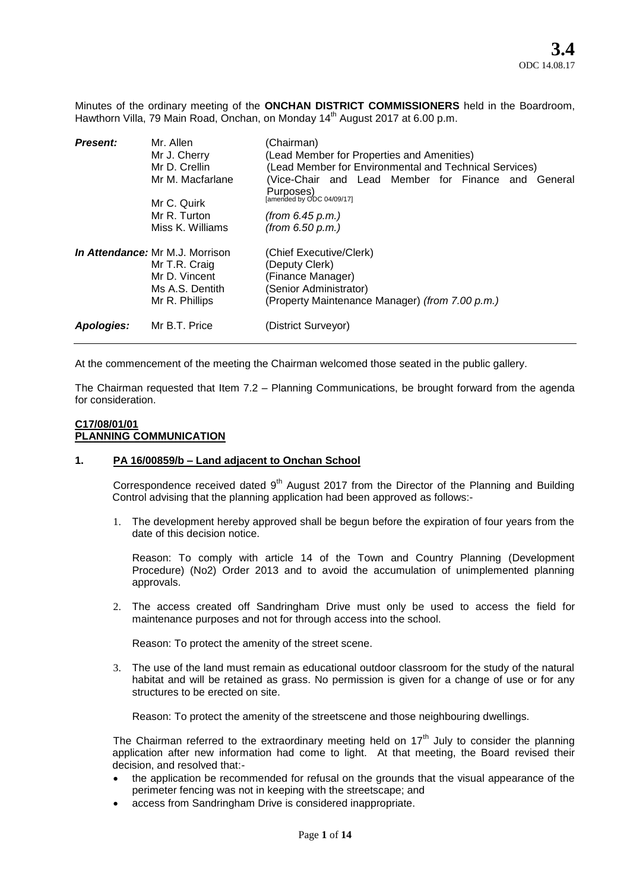**3.4**
ODC 14.08.17

Minutes of the ordinary meeting of the **ONCHAN DISTRICT COMMISSIONERS** held in the Boardroom, Hawthorn Villa, 79 Main Road, Onchan, on Monday 14th August 2017 at 6.00 p.m.

| | | |
|---|---|---|
| ***Present:*** | Mr. Allen | (Chairman) |
| | Mr J. Cherry | (Lead Member for Properties and Amenities) |
| | Mr D. Crellin | (Lead Member for Environmental and Technical Services) |
| | Mr M. Macfarlane | (Vice-Chair and Lead Member for Finance and General Purposes) [amended by ODC 04/09/17] |
| | Mr C. Quirk | |
| | Mr R. Turton | *(from 6.45 p.m.)* |
| | Miss K. Williams | *(from 6.50 p.m.)* |
| ***In Attendance:*** | Mr M.J. Morrison | (Chief Executive/Clerk) |
| | Mr T.R. Craig | (Deputy Clerk) |
| | Mr D. Vincent | (Finance Manager) |
| | Ms A.S. Dentith | (Senior Administrator) |
| | Mr R. Phillips | (Property Maintenance Manager) *(from 7.00 p.m.)* |
| ***Apologies:*** | Mr B.T. Price | (District Surveyor) |

At the commencement of the meeting the Chairman welcomed those seated in the public gallery.

The Chairman requested that Item 7.2 – Planning Communications, be brought forward from the agenda for consideration.

**C17/08/01/01**
**PLANNING COMMUNICATION**

**1. PA 16/00859/b – Land adjacent to Onchan School**

Correspondence received dated 9th August 2017 from the Director of the Planning and Building Control advising that the planning application had been approved as follows:-

1. The development hereby approved shall be begun before the expiration of four years from the date of this decision notice.

   Reason: To comply with article 14 of the Town and Country Planning (Development Procedure) (No2) Order 2013 and to avoid the accumulation of unimplemented planning approvals.

2. The access created off Sandringham Drive must only be used to access the field for maintenance purposes and not for through access into the school.

   Reason: To protect the amenity of the street scene.

3. The use of the land must remain as educational outdoor classroom for the study of the natural habitat and will be retained as grass. No permission is given for a change of use or for any structures to be erected on site.

   Reason: To protect the amenity of the streetscene and those neighbouring dwellings.

The Chairman referred to the extraordinary meeting held on 17th July to consider the planning application after new information had come to light. At that meeting, the Board revised their decision, and resolved that:-

- the application be recommended for refusal on the grounds that the visual appearance of the perimeter fencing was not in keeping with the streetscape; and
- access from Sandringham Drive is considered inappropriate.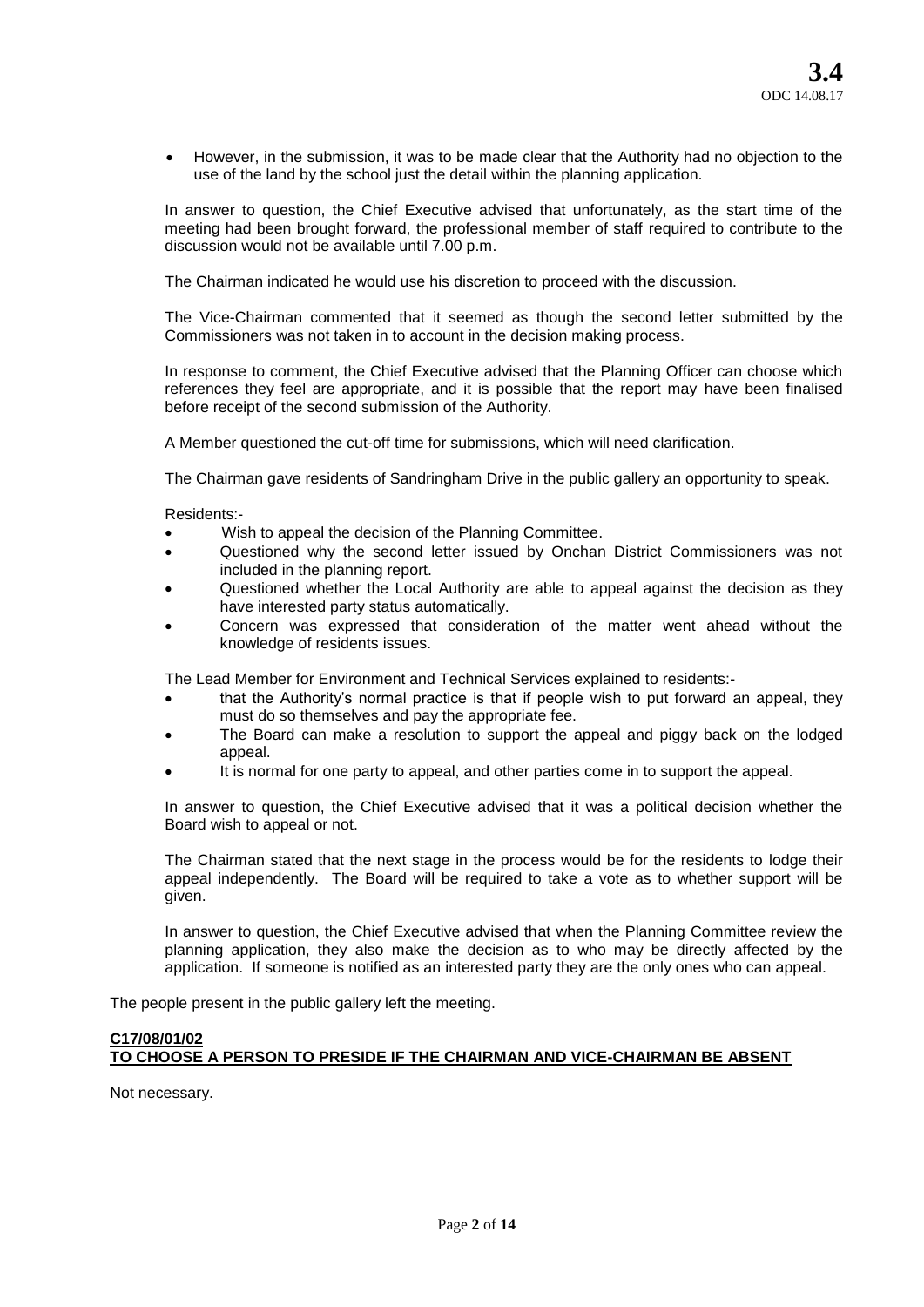- However, in the submission, it was to be made clear that the Authority had no objection to the use of the land by the school just the detail within the planning application.

In answer to question, the Chief Executive advised that unfortunately, as the start time of the meeting had been brought forward, the professional member of staff required to contribute to the discussion would not be available until 7.00 p.m.

The Chairman indicated he would use his discretion to proceed with the discussion.

The Vice-Chairman commented that it seemed as though the second letter submitted by the Commissioners was not taken in to account in the decision making process.

In response to comment, the Chief Executive advised that the Planning Officer can choose which references they feel are appropriate, and it is possible that the report may have been finalised before receipt of the second submission of the Authority.

A Member questioned the cut-off time for submissions, which will need clarification.

The Chairman gave residents of Sandringham Drive in the public gallery an opportunity to speak.

Residents:-

- Wish to appeal the decision of the Planning Committee.
- Questioned why the second letter issued by Onchan District Commissioners was not included in the planning report.
- Questioned whether the Local Authority are able to appeal against the decision as they have interested party status automatically.
- Concern was expressed that consideration of the matter went ahead without the knowledge of residents issues.

The Lead Member for Environment and Technical Services explained to residents:-

- that the Authority's normal practice is that if people wish to put forward an appeal, they must do so themselves and pay the appropriate fee.
- The Board can make a resolution to support the appeal and piggy back on the lodged appeal.
- It is normal for one party to appeal, and other parties come in to support the appeal.

In answer to question, the Chief Executive advised that it was a political decision whether the Board wish to appeal or not.

The Chairman stated that the next stage in the process would be for the residents to lodge their appeal independently. The Board will be required to take a vote as to whether support will be given.

In answer to question, the Chief Executive advised that when the Planning Committee review the planning application, they also make the decision as to who may be directly affected by the application. If someone is notified as an interested party they are the only ones who can appeal.

The people present in the public gallery left the meeting.

**C17/08/01/02**
**TO CHOOSE A PERSON TO PRESIDE IF THE CHAIRMAN AND VICE-CHAIRMAN BE ABSENT**

Not necessary.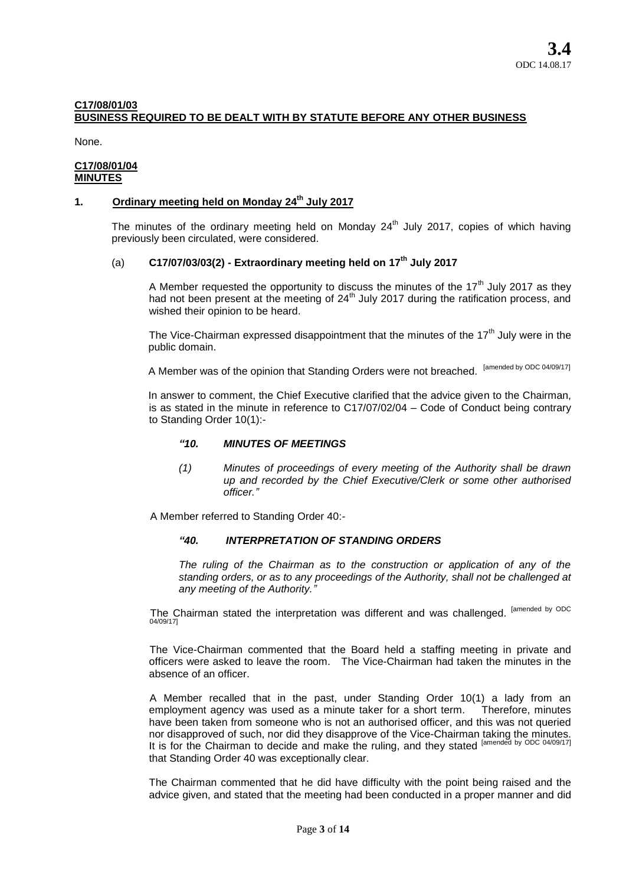**C17/08/01/03**
**BUSINESS REQUIRED TO BE DEALT WITH BY STATUTE BEFORE ANY OTHER BUSINESS**

None.

**C17/08/01/04**
**MINUTES**

## 1. Ordinary meeting held on Monday 24th July 2017

The minutes of the ordinary meeting held on Monday 24th July 2017, copies of which having previously been circulated, were considered.

### (a) C17/07/03/03(2) - Extraordinary meeting held on 17th July 2017

A Member requested the opportunity to discuss the minutes of the 17th July 2017 as they had not been present at the meeting of 24th July 2017 during the ratification process, and wished their opinion to be heard.

The Vice-Chairman expressed disappointment that the minutes of the 17th July were in the public domain.

A Member was of the opinion that Standing Orders were not breached. [amended by ODC 04/09/17]

In answer to comment, the Chief Executive clarified that the advice given to the Chairman, is as stated in the minute in reference to C17/07/02/04 – Code of Conduct being contrary to Standing Order 10(1):-

> ***"10. MINUTES OF MEETINGS***
>
> *(1) Minutes of proceedings of every meeting of the Authority shall be drawn up and recorded by the Chief Executive/Clerk or some other authorised officer."*

A Member referred to Standing Order 40:-

> ***"40. INTERPRETATION OF STANDING ORDERS***
>
> *The ruling of the Chairman as to the construction or application of any of the standing orders, or as to any proceedings of the Authority, shall not be challenged at any meeting of the Authority."*

The Chairman stated the interpretation was different and was challenged. [amended by ODC 04/09/17]

The Vice-Chairman commented that the Board held a staffing meeting in private and officers were asked to leave the room. The Vice-Chairman had taken the minutes in the absence of an officer.

A Member recalled that in the past, under Standing Order 10(1) a lady from an employment agency was used as a minute taker for a short term. Therefore, minutes have been taken from someone who is not an authorised officer, and this was not queried nor disapproved of such, nor did they disapprove of the Vice-Chairman taking the minutes. It is for the Chairman to decide and make the ruling, and they stated [amended by ODC 04/09/17] that Standing Order 40 was exceptionally clear.

The Chairman commented that he did have difficulty with the point being raised and the advice given, and stated that the meeting had been conducted in a proper manner and did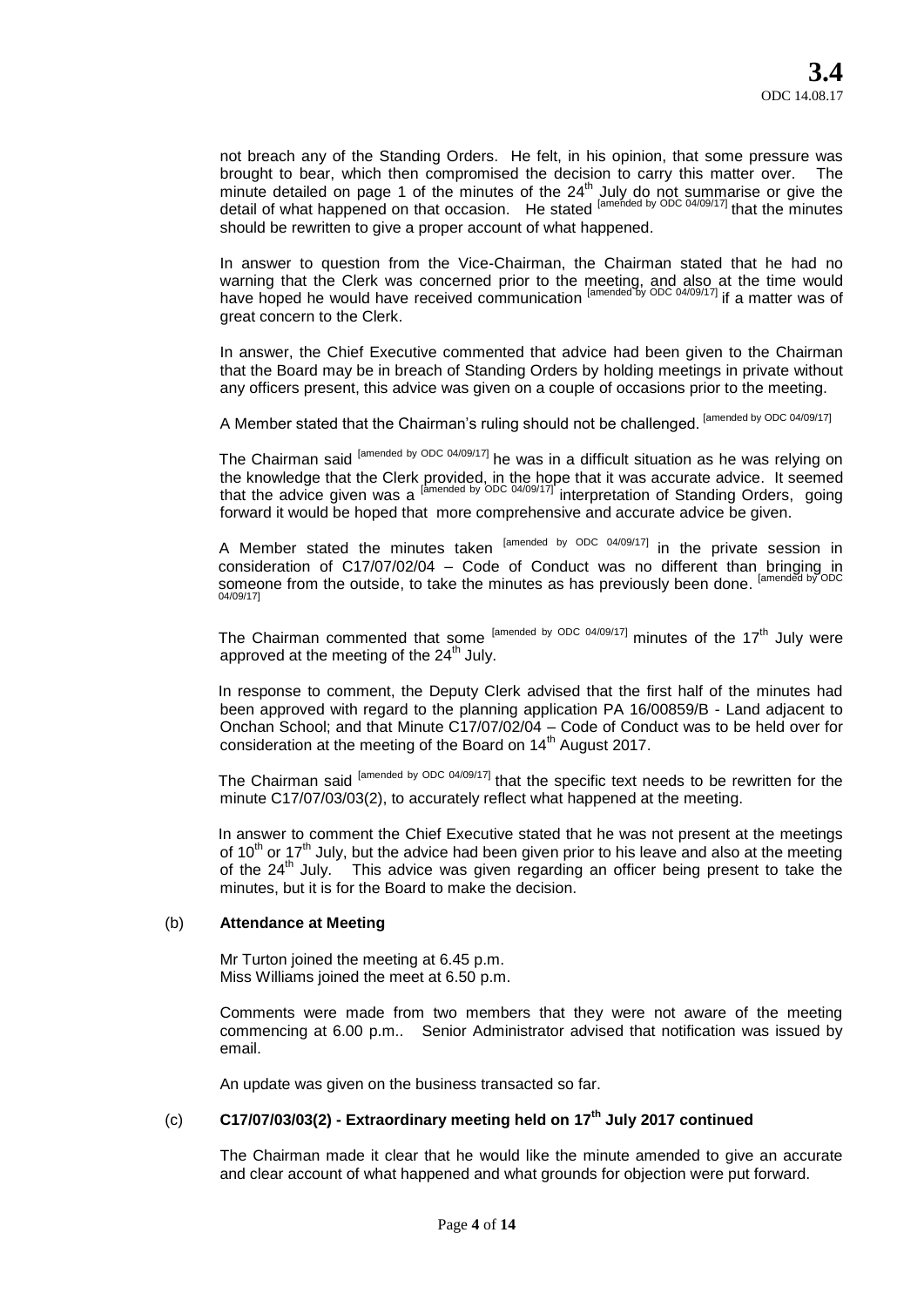not breach any of the Standing Orders. He felt, in his opinion, that some pressure was brought to bear, which then compromised the decision to carry this matter over. The minute detailed on page 1 of the minutes of the 24th July do not summarise or give the detail of what happened on that occasion. He stated [amended by ODC 04/09/17] that the minutes should be rewritten to give a proper account of what happened.

In answer to question from the Vice-Chairman, the Chairman stated that he had no warning that the Clerk was concerned prior to the meeting, and also at the time would have hoped he would have received communication [amended by ODC 04/09/17] if a matter was of great concern to the Clerk.

In answer, the Chief Executive commented that advice had been given to the Chairman that the Board may be in breach of Standing Orders by holding meetings in private without any officers present, this advice was given on a couple of occasions prior to the meeting.

A Member stated that the Chairman's ruling should not be challenged. [amended by ODC 04/09/17]

The Chairman said [amended by ODC 04/09/17] he was in a difficult situation as he was relying on the knowledge that the Clerk provided, in the hope that it was accurate advice. It seemed that the advice given was a [amended by ODC 04/09/17] interpretation of Standing Orders, going forward it would be hoped that more comprehensive and accurate advice be given.

A Member stated the minutes taken [amended by ODC 04/09/17] in the private session in consideration of C17/07/02/04 – Code of Conduct was no different than bringing in someone from the outside, to take the minutes as has previously been done. [amended by ODC 04/09/17]

The Chairman commented that some [amended by ODC 04/09/17] minutes of the 17th July were approved at the meeting of the 24th July.

In response to comment, the Deputy Clerk advised that the first half of the minutes had been approved with regard to the planning application PA 16/00859/B - Land adjacent to Onchan School; and that Minute C17/07/02/04 – Code of Conduct was to be held over for consideration at the meeting of the Board on 14th August 2017.

The Chairman said [amended by ODC 04/09/17] that the specific text needs to be rewritten for the minute C17/07/03/03(2), to accurately reflect what happened at the meeting.

In answer to comment the Chief Executive stated that he was not present at the meetings of 10th or 17th July, but the advice had been given prior to his leave and also at the meeting of the 24th July. This advice was given regarding an officer being present to take the minutes, but it is for the Board to make the decision.

### (b) **Attendance at Meeting**

Mr Turton joined the meeting at 6.45 p.m.
Miss Williams joined the meet at 6.50 p.m.

Comments were made from two members that they were not aware of the meeting commencing at 6.00 p.m.. Senior Administrator advised that notification was issued by email.

An update was given on the business transacted so far.

### (c) **C17/07/03/03(2) - Extraordinary meeting held on 17th July 2017 continued**

The Chairman made it clear that he would like the minute amended to give an accurate and clear account of what happened and what grounds for objection were put forward.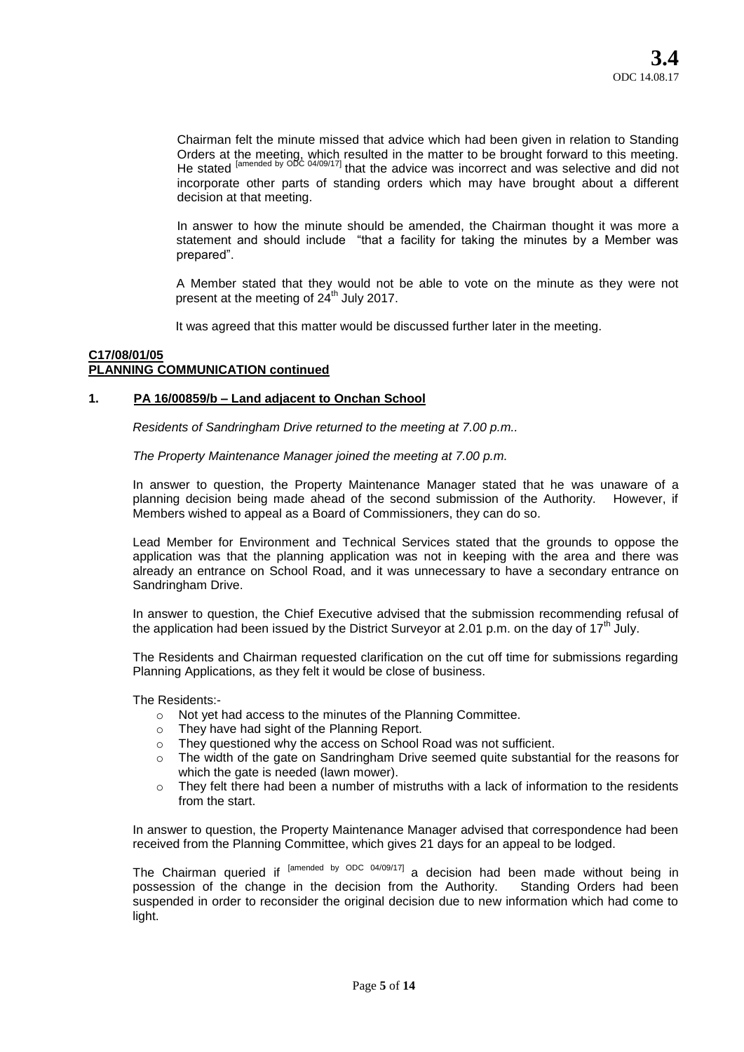Chairman felt the minute missed that advice which had been given in relation to Standing Orders at the meeting, which resulted in the matter to be brought forward to this meeting. He stated [amended by ODC 04/09/17] that the advice was incorrect and was selective and did not incorporate other parts of standing orders which may have brought about a different decision at that meeting.

In answer to how the minute should be amended, the Chairman thought it was more a statement and should include "that a facility for taking the minutes by a Member was prepared".

A Member stated that they would not be able to vote on the minute as they were not present at the meeting of 24th July 2017.

It was agreed that this matter would be discussed further later in the meeting.

**C17/08/01/05**
**PLANNING COMMUNICATION continued**

**1. PA 16/00859/b – Land adjacent to Onchan School**

*Residents of Sandringham Drive returned to the meeting at 7.00 p.m..*

*The Property Maintenance Manager joined the meeting at 7.00 p.m.*

In answer to question, the Property Maintenance Manager stated that he was unaware of a planning decision being made ahead of the second submission of the Authority. However, if Members wished to appeal as a Board of Commissioners, they can do so.

Lead Member for Environment and Technical Services stated that the grounds to oppose the application was that the planning application was not in keeping with the area and there was already an entrance on School Road, and it was unnecessary to have a secondary entrance on Sandringham Drive.

In answer to question, the Chief Executive advised that the submission recommending refusal of the application had been issued by the District Surveyor at 2.01 p.m. on the day of 17th July.

The Residents and Chairman requested clarification on the cut off time for submissions regarding Planning Applications, as they felt it would be close of business.

The Residents:-

- Not yet had access to the minutes of the Planning Committee.
- They have had sight of the Planning Report.
- They questioned why the access on School Road was not sufficient.
- The width of the gate on Sandringham Drive seemed quite substantial for the reasons for which the gate is needed (lawn mower).
- They felt there had been a number of mistruths with a lack of information to the residents from the start.

In answer to question, the Property Maintenance Manager advised that correspondence had been received from the Planning Committee, which gives 21 days for an appeal to be lodged.

The Chairman queried if [amended by ODC 04/09/17] a decision had been made without being in possession of the change in the decision from the Authority. Standing Orders had been suspended in order to reconsider the original decision due to new information which had come to light.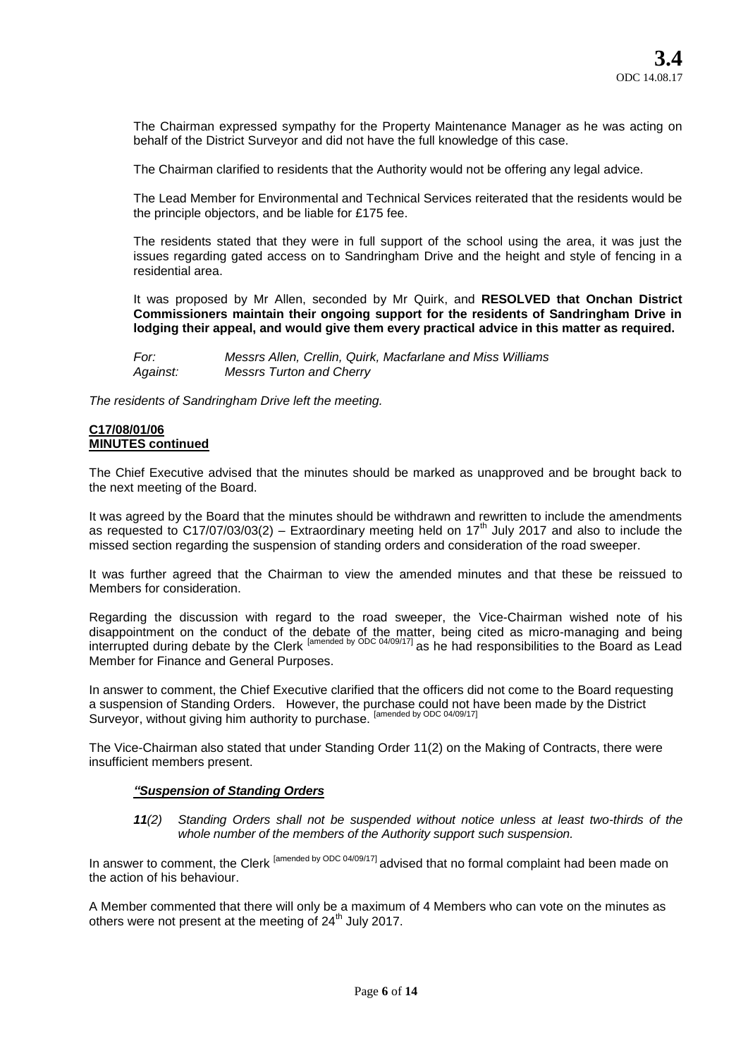The Chairman expressed sympathy for the Property Maintenance Manager as he was acting on behalf of the District Surveyor and did not have the full knowledge of this case.

The Chairman clarified to residents that the Authority would not be offering any legal advice.

The Lead Member for Environmental and Technical Services reiterated that the residents would be the principle objectors, and be liable for £175 fee.

The residents stated that they were in full support of the school using the area, it was just the issues regarding gated access on to Sandringham Drive and the height and style of fencing in a residential area.

It was proposed by Mr Allen, seconded by Mr Quirk, and **RESOLVED that Onchan District Commissioners maintain their ongoing support for the residents of Sandringham Drive in lodging their appeal, and would give them every practical advice in this matter as required.**

*For:* *Messrs Allen, Crellin, Quirk, Macfarlane and Miss Williams*
*Against:* *Messrs Turton and Cherry*

*The residents of Sandringham Drive left the meeting.*

**C17/08/01/06**
**MINUTES continued**

The Chief Executive advised that the minutes should be marked as unapproved and be brought back to the next meeting of the Board.

It was agreed by the Board that the minutes should be withdrawn and rewritten to include the amendments as requested to C17/07/03/03(2) – Extraordinary meeting held on 17th July 2017 and also to include the missed section regarding the suspension of standing orders and consideration of the road sweeper.

It was further agreed that the Chairman to view the amended minutes and that these be reissued to Members for consideration.

Regarding the discussion with regard to the road sweeper, the Vice-Chairman wished note of his disappointment on the conduct of the debate of the matter, being cited as micro-managing and being interrupted during debate by the Clerk [amended by ODC 04/09/17] as he had responsibilities to the Board as Lead Member for Finance and General Purposes.

In answer to comment, the Chief Executive clarified that the officers did not come to the Board requesting a suspension of Standing Orders. However, the purchase could not have been made by the District Surveyor, without giving him authority to purchase. [amended by ODC 04/09/17]

The Vice-Chairman also stated that under Standing Order 11(2) on the Making of Contracts, there were insufficient members present.

***"Suspension of Standing Orders***

> ***11****(2) Standing Orders shall not be suspended without notice unless at least two-thirds of the whole number of the members of the Authority support such suspension.*

In answer to comment, the Clerk [amended by ODC 04/09/17] advised that no formal complaint had been made on the action of his behaviour.

A Member commented that there will only be a maximum of 4 Members who can vote on the minutes as others were not present at the meeting of 24th July 2017.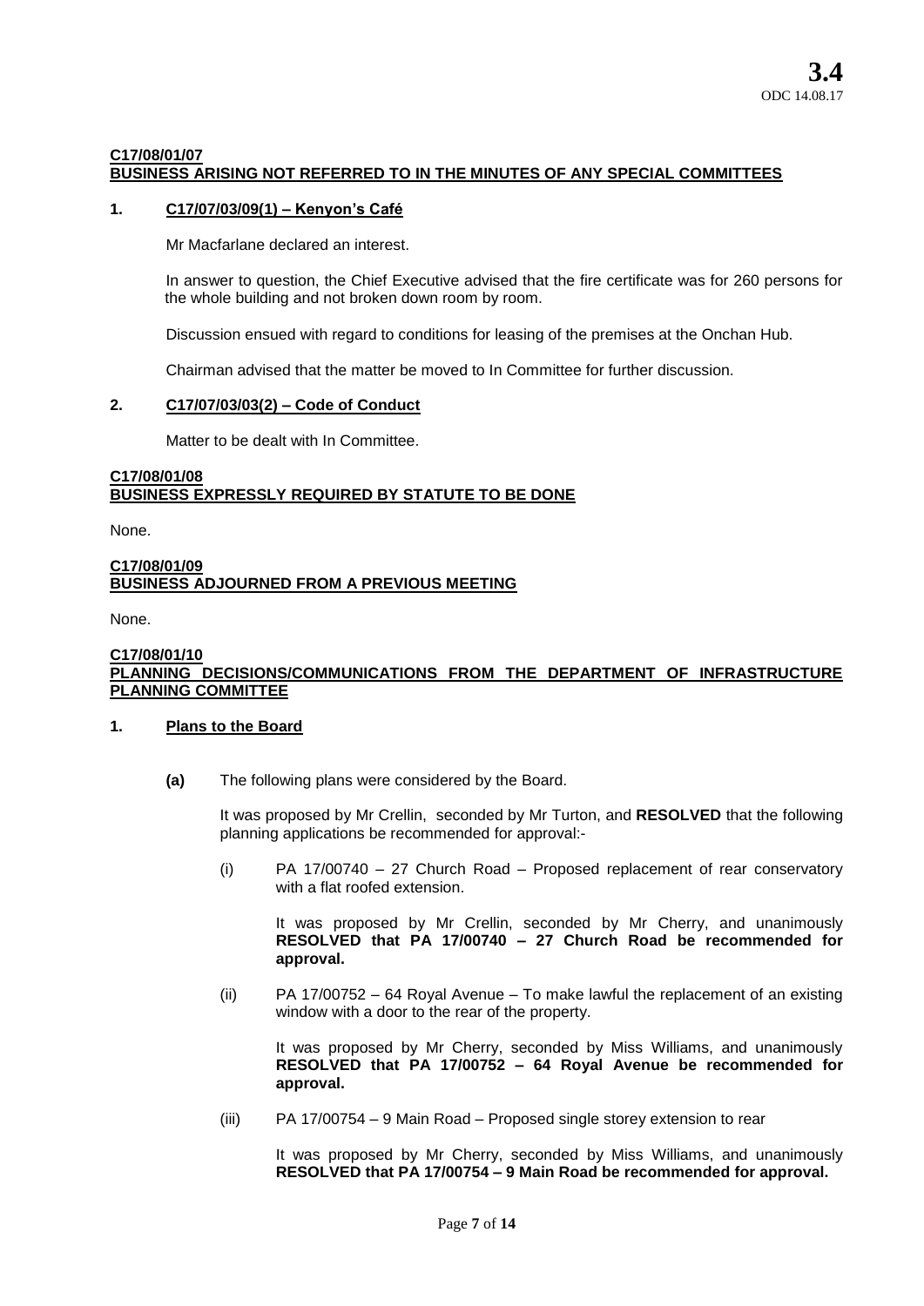**3.4**
ODC 14.08.17

**C17/08/01/07**
**BUSINESS ARISING NOT REFERRED TO IN THE MINUTES OF ANY SPECIAL COMMITTEES**

**1. C17/07/03/09(1) – Kenyon's Café**

Mr Macfarlane declared an interest.

In answer to question, the Chief Executive advised that the fire certificate was for 260 persons for the whole building and not broken down room by room.

Discussion ensued with regard to conditions for leasing of the premises at the Onchan Hub.

Chairman advised that the matter be moved to In Committee for further discussion.

**2. C17/07/03/03(2) – Code of Conduct**

Matter to be dealt with In Committee.

**C17/08/01/08**
**BUSINESS EXPRESSLY REQUIRED BY STATUTE TO BE DONE**

None.

**C17/08/01/09**
**BUSINESS ADJOURNED FROM A PREVIOUS MEETING**

None.

**C17/08/01/10**
**PLANNING DECISIONS/COMMUNICATIONS FROM THE DEPARTMENT OF INFRASTRUCTURE PLANNING COMMITTEE**

**1. Plans to the Board**

**(a)** The following plans were considered by the Board.

It was proposed by Mr Crellin, seconded by Mr Turton, and **RESOLVED** that the following planning applications be recommended for approval:-

(i) PA 17/00740 – 27 Church Road – Proposed replacement of rear conservatory with a flat roofed extension.

It was proposed by Mr Crellin, seconded by Mr Cherry, and unanimously **RESOLVED that PA 17/00740 – 27 Church Road be recommended for approval.**

(ii) PA 17/00752 – 64 Royal Avenue – To make lawful the replacement of an existing window with a door to the rear of the property.

It was proposed by Mr Cherry, seconded by Miss Williams, and unanimously **RESOLVED that PA 17/00752 – 64 Royal Avenue be recommended for approval.**

(iii) PA 17/00754 – 9 Main Road – Proposed single storey extension to rear

It was proposed by Mr Cherry, seconded by Miss Williams, and unanimously **RESOLVED that PA 17/00754 – 9 Main Road be recommended for approval.**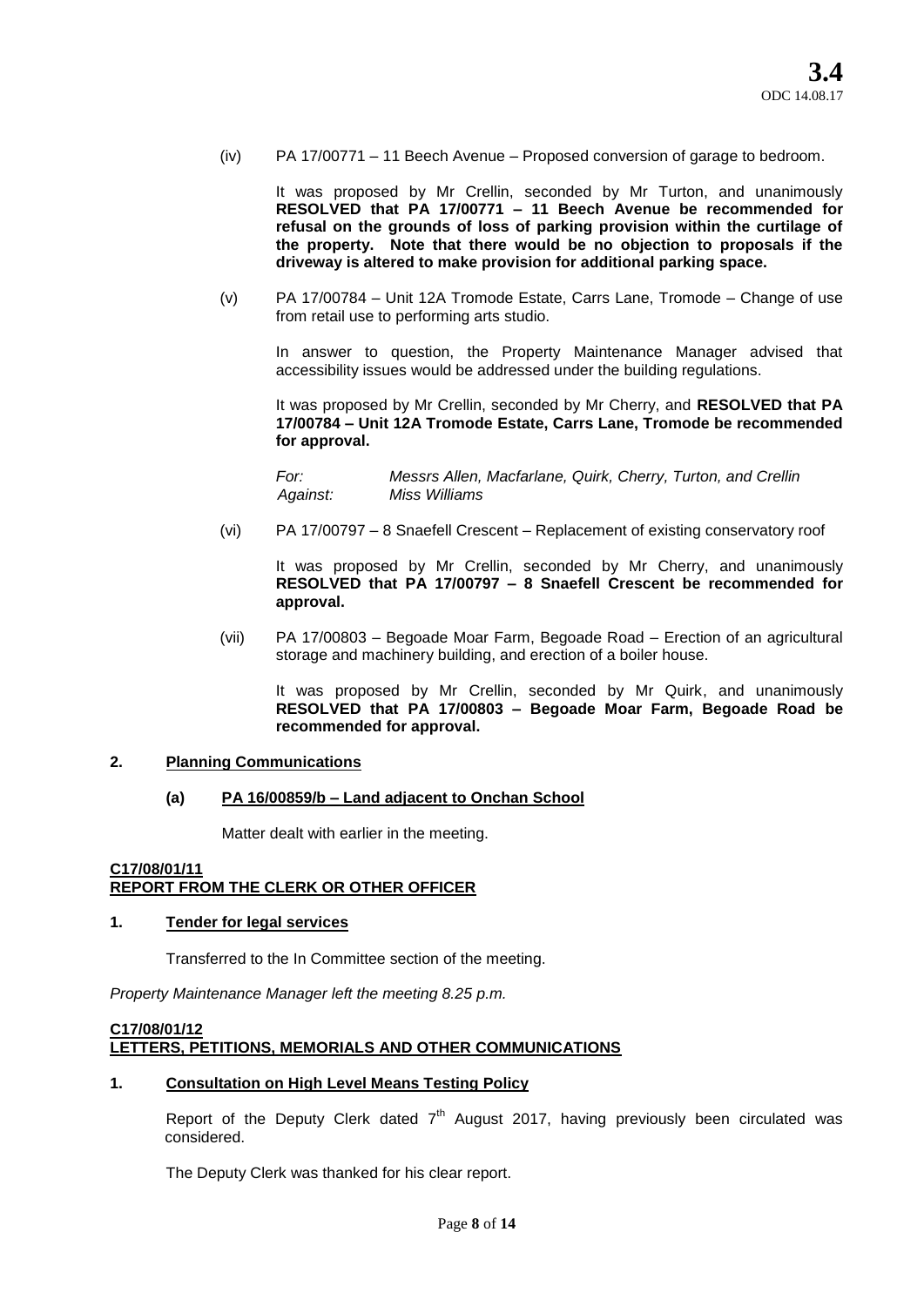(iv) PA 17/00771 – 11 Beech Avenue – Proposed conversion of garage to bedroom.

It was proposed by Mr Crellin, seconded by Mr Turton, and unanimously **RESOLVED that PA 17/00771 – 11 Beech Avenue be recommended for refusal on the grounds of loss of parking provision within the curtilage of the property. Note that there would be no objection to proposals if the driveway is altered to make provision for additional parking space.**

(v) PA 17/00784 – Unit 12A Tromode Estate, Carrs Lane, Tromode – Change of use from retail use to performing arts studio.

In answer to question, the Property Maintenance Manager advised that accessibility issues would be addressed under the building regulations.

It was proposed by Mr Crellin, seconded by Mr Cherry, and **RESOLVED that PA 17/00784 – Unit 12A Tromode Estate, Carrs Lane, Tromode be recommended for approval.**

*For:* *Messrs Allen, Macfarlane, Quirk, Cherry, Turton, and Crellin*
*Against:* *Miss Williams*

(vi) PA 17/00797 – 8 Snaefell Crescent – Replacement of existing conservatory roof

It was proposed by Mr Crellin, seconded by Mr Cherry, and unanimously **RESOLVED that PA 17/00797 – 8 Snaefell Crescent be recommended for approval.**

(vii) PA 17/00803 – Begoade Moar Farm, Begoade Road – Erection of an agricultural storage and machinery building, and erection of a boiler house.

It was proposed by Mr Crellin, seconded by Mr Quirk, and unanimously **RESOLVED that PA 17/00803 – Begoade Moar Farm, Begoade Road be recommended for approval.**

**2. Planning Communications**

**(a) PA 16/00859/b – Land adjacent to Onchan School**

Matter dealt with earlier in the meeting.

**C17/08/01/11**
**REPORT FROM THE CLERK OR OTHER OFFICER**

**1. Tender for legal services**

Transferred to the In Committee section of the meeting.

*Property Maintenance Manager left the meeting 8.25 p.m.*

**C17/08/01/12**
**LETTERS, PETITIONS, MEMORIALS AND OTHER COMMUNICATIONS**

**1. Consultation on High Level Means Testing Policy**

Report of the Deputy Clerk dated 7th August 2017, having previously been circulated was considered.

The Deputy Clerk was thanked for his clear report.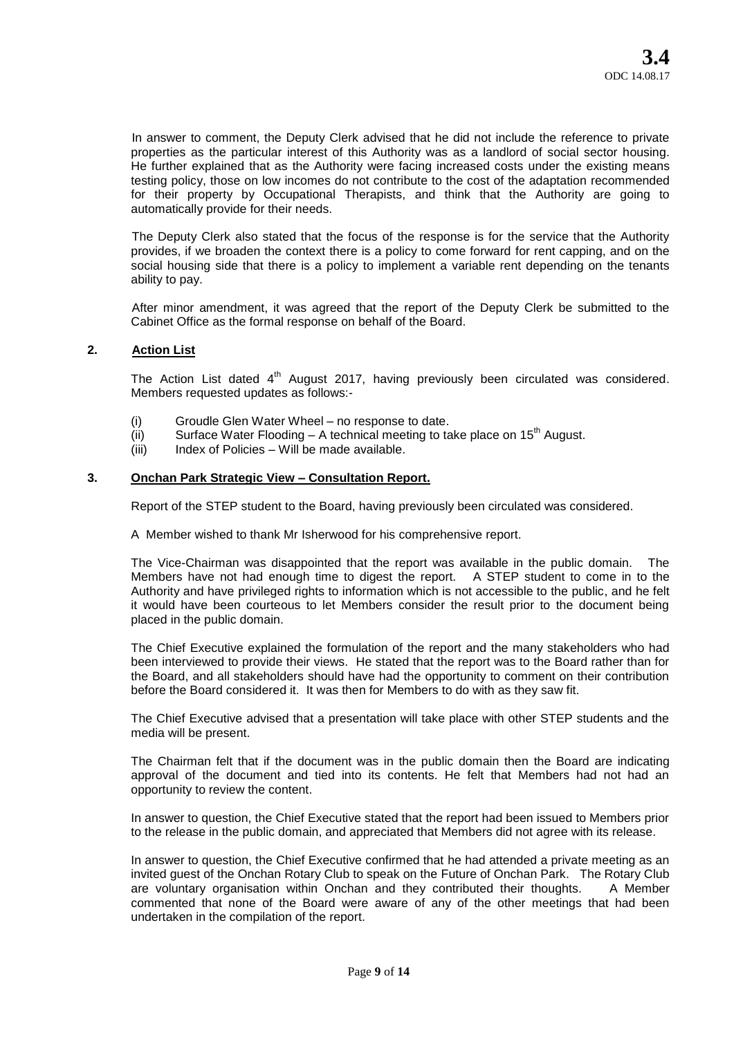In answer to comment, the Deputy Clerk advised that he did not include the reference to private properties as the particular interest of this Authority was as a landlord of social sector housing. He further explained that as the Authority were facing increased costs under the existing means testing policy, those on low incomes do not contribute to the cost of the adaptation recommended for their property by Occupational Therapists, and think that the Authority are going to automatically provide for their needs.

The Deputy Clerk also stated that the focus of the response is for the service that the Authority provides, if we broaden the context there is a policy to come forward for rent capping, and on the social housing side that there is a policy to implement a variable rent depending on the tenants ability to pay.

After minor amendment, it was agreed that the report of the Deputy Clerk be submitted to the Cabinet Office as the formal response on behalf of the Board.

## 2. Action List

The Action List dated 4th August 2017, having previously been circulated was considered. Members requested updates as follows:-

(i) Groudle Glen Water Wheel – no response to date.
(ii) Surface Water Flooding – A technical meeting to take place on 15th August.
(iii) Index of Policies – Will be made available.

## 3. Onchan Park Strategic View – Consultation Report.

Report of the STEP student to the Board, having previously been circulated was considered.

A Member wished to thank Mr Isherwood for his comprehensive report.

The Vice-Chairman was disappointed that the report was available in the public domain. The Members have not had enough time to digest the report. A STEP student to come in to the Authority and have privileged rights to information which is not accessible to the public, and he felt it would have been courteous to let Members consider the result prior to the document being placed in the public domain.

The Chief Executive explained the formulation of the report and the many stakeholders who had been interviewed to provide their views. He stated that the report was to the Board rather than for the Board, and all stakeholders should have had the opportunity to comment on their contribution before the Board considered it. It was then for Members to do with as they saw fit.

The Chief Executive advised that a presentation will take place with other STEP students and the media will be present.

The Chairman felt that if the document was in the public domain then the Board are indicating approval of the document and tied into its contents. He felt that Members had not had an opportunity to review the content.

In answer to question, the Chief Executive stated that the report had been issued to Members prior to the release in the public domain, and appreciated that Members did not agree with its release.

In answer to question, the Chief Executive confirmed that he had attended a private meeting as an invited guest of the Onchan Rotary Club to speak on the Future of Onchan Park. The Rotary Club are voluntary organisation within Onchan and they contributed their thoughts. A Member commented that none of the Board were aware of any of the other meetings that had been undertaken in the compilation of the report.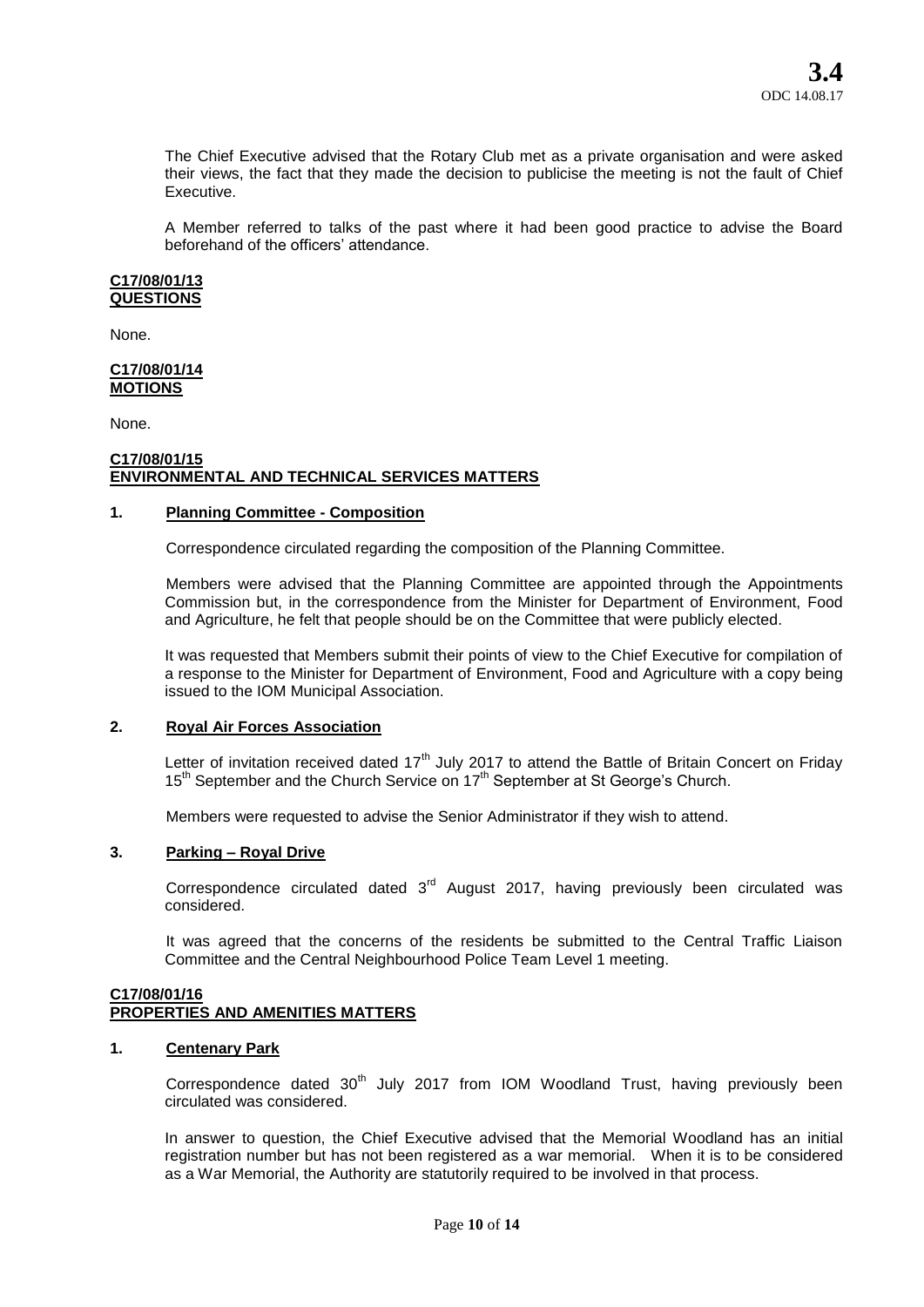The Chief Executive advised that the Rotary Club met as a private organisation and were asked their views, the fact that they made the decision to publicise the meeting is not the fault of Chief Executive.

A Member referred to talks of the past where it had been good practice to advise the Board beforehand of the officers' attendance.

**C17/08/01/13**
**QUESTIONS**

None.

**C17/08/01/14**
**MOTIONS**

None.

**C17/08/01/15**
**ENVIRONMENTAL AND TECHNICAL SERVICES MATTERS**

**1. Planning Committee - Composition**

Correspondence circulated regarding the composition of the Planning Committee.

Members were advised that the Planning Committee are appointed through the Appointments Commission but, in the correspondence from the Minister for Department of Environment, Food and Agriculture, he felt that people should be on the Committee that were publicly elected.

It was requested that Members submit their points of view to the Chief Executive for compilation of a response to the Minister for Department of Environment, Food and Agriculture with a copy being issued to the IOM Municipal Association.

**2. Royal Air Forces Association**

Letter of invitation received dated 17th July 2017 to attend the Battle of Britain Concert on Friday 15th September and the Church Service on 17th September at St George's Church.

Members were requested to advise the Senior Administrator if they wish to attend.

**3. Parking – Royal Drive**

Correspondence circulated dated 3rd August 2017, having previously been circulated was considered.

It was agreed that the concerns of the residents be submitted to the Central Traffic Liaison Committee and the Central Neighbourhood Police Team Level 1 meeting.

**C17/08/01/16**
**PROPERTIES AND AMENITIES MATTERS**

**1. Centenary Park**

Correspondence dated 30th July 2017 from IOM Woodland Trust, having previously been circulated was considered.

In answer to question, the Chief Executive advised that the Memorial Woodland has an initial registration number but has not been registered as a war memorial. When it is to be considered as a War Memorial, the Authority are statutorily required to be involved in that process.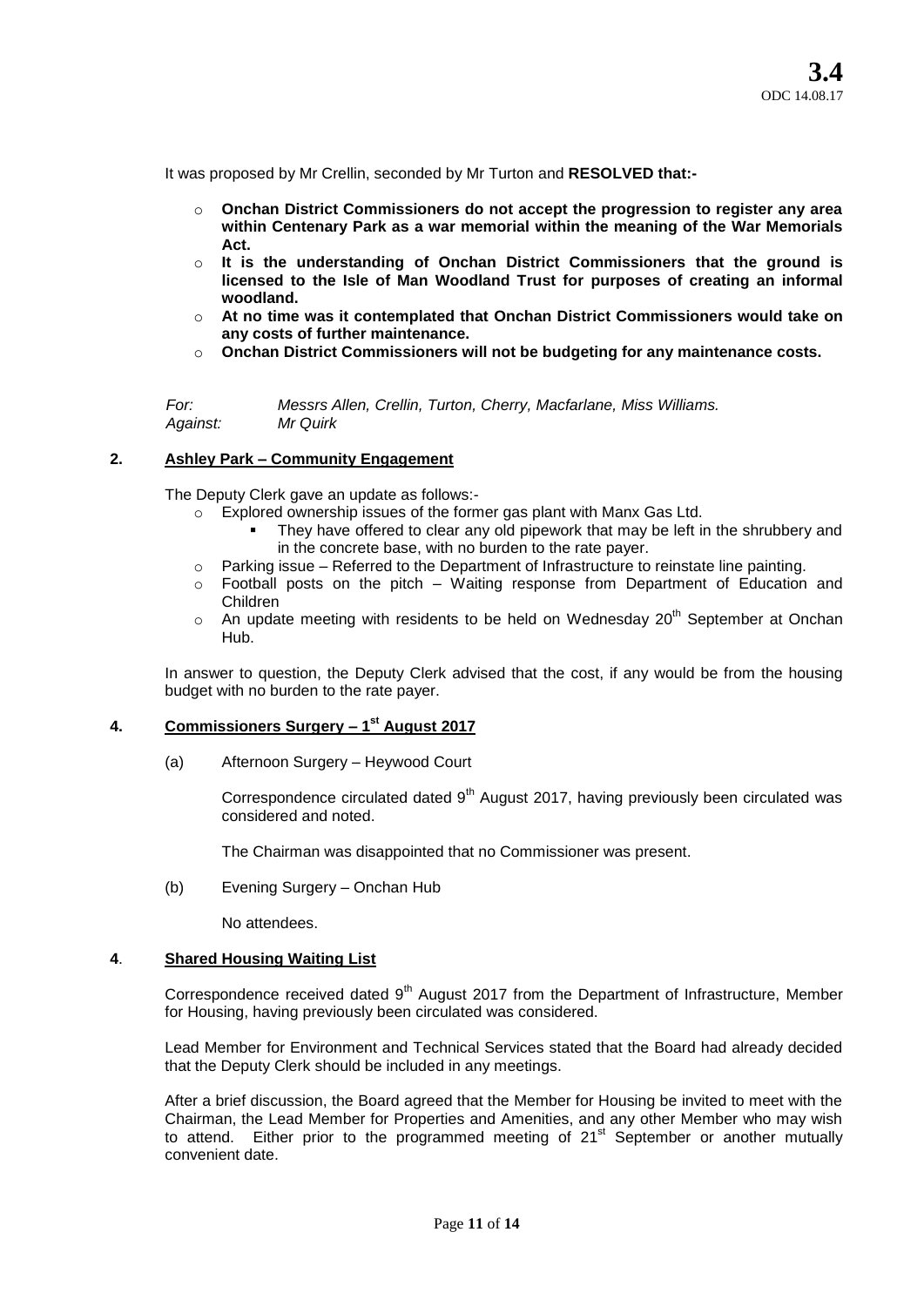It was proposed by Mr Crellin, seconded by Mr Turton and **RESOLVED that:-**

- **Onchan District Commissioners do not accept the progression to register any area within Centenary Park as a war memorial within the meaning of the War Memorials Act.**
- **It is the understanding of Onchan District Commissioners that the ground is licensed to the Isle of Man Woodland Trust for purposes of creating an informal woodland.**
- **At no time was it contemplated that Onchan District Commissioners would take on any costs of further maintenance.**
- **Onchan District Commissioners will not be budgeting for any maintenance costs.**

*For:* *Messrs Allen, Crellin, Turton, Cherry, Macfarlane, Miss Williams.*
*Against:* *Mr Quirk*

## 2. Ashley Park – Community Engagement

The Deputy Clerk gave an update as follows:-

- Explored ownership issues of the former gas plant with Manx Gas Ltd.
  - They have offered to clear any old pipework that may be left in the shrubbery and in the concrete base, with no burden to the rate payer.
- Parking issue – Referred to the Department of Infrastructure to reinstate line painting.
- Football posts on the pitch – Waiting response from Department of Education and Children
- An update meeting with residents to be held on Wednesday 20th September at Onchan Hub.

In answer to question, the Deputy Clerk advised that the cost, if any would be from the housing budget with no burden to the rate payer.

## 4. Commissioners Surgery – 1st August 2017

(a) Afternoon Surgery – Heywood Court

Correspondence circulated dated 9th August 2017, having previously been circulated was considered and noted.

The Chairman was disappointed that no Commissioner was present.

(b) Evening Surgery – Onchan Hub

No attendees.

## 4. Shared Housing Waiting List

Correspondence received dated 9th August 2017 from the Department of Infrastructure, Member for Housing, having previously been circulated was considered.

Lead Member for Environment and Technical Services stated that the Board had already decided that the Deputy Clerk should be included in any meetings.

After a brief discussion, the Board agreed that the Member for Housing be invited to meet with the Chairman, the Lead Member for Properties and Amenities, and any other Member who may wish to attend. Either prior to the programmed meeting of 21st September or another mutually convenient date.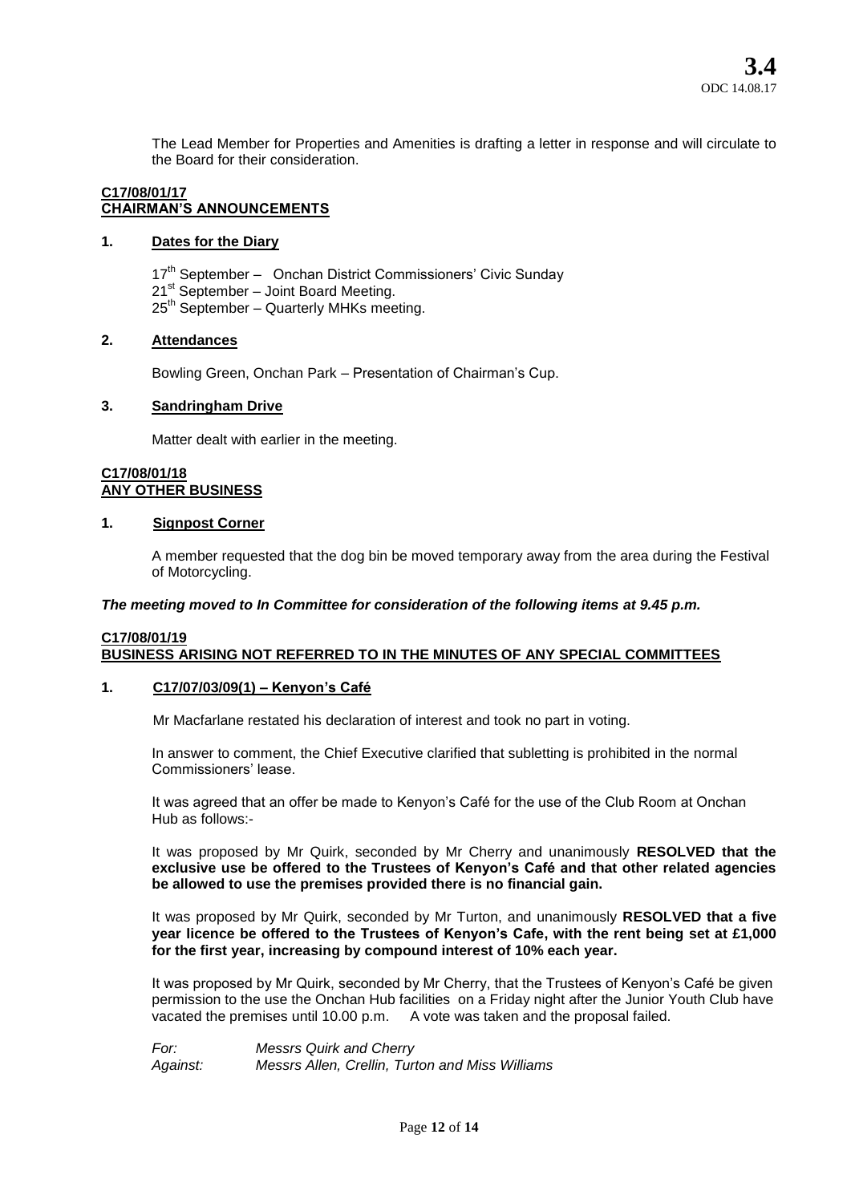The Lead Member for Properties and Amenities is drafting a letter in response and will circulate to the Board for their consideration.

## C17/08/01/17
## CHAIRMAN'S ANNOUNCEMENTS

### 1. Dates for the Diary

17th September – Onchan District Commissioners' Civic Sunday
21st September – Joint Board Meeting.
25th September – Quarterly MHKs meeting.

### 2. Attendances

Bowling Green, Onchan Park – Presentation of Chairman's Cup.

### 3. Sandringham Drive

Matter dealt with earlier in the meeting.

## C17/08/01/18
## ANY OTHER BUSINESS

### 1. Signpost Corner

A member requested that the dog bin be moved temporary away from the area during the Festival of Motorcycling.

***The meeting moved to In Committee for consideration of the following items at 9.45 p.m.***

## C17/08/01/19
## BUSINESS ARISING NOT REFERRED TO IN THE MINUTES OF ANY SPECIAL COMMITTEES

### 1. C17/07/03/09(1) – Kenyon's Café

Mr Macfarlane restated his declaration of interest and took no part in voting.

In answer to comment, the Chief Executive clarified that subletting is prohibited in the normal Commissioners' lease.

It was agreed that an offer be made to Kenyon's Café for the use of the Club Room at Onchan Hub as follows:-

It was proposed by Mr Quirk, seconded by Mr Cherry and unanimously **RESOLVED that the exclusive use be offered to the Trustees of Kenyon's Café and that other related agencies be allowed to use the premises provided there is no financial gain.**

It was proposed by Mr Quirk, seconded by Mr Turton, and unanimously **RESOLVED that a five year licence be offered to the Trustees of Kenyon's Cafe, with the rent being set at £1,000 for the first year, increasing by compound interest of 10% each year.**

It was proposed by Mr Quirk, seconded by Mr Cherry, that the Trustees of Kenyon's Café be given permission to the use the Onchan Hub facilities on a Friday night after the Junior Youth Club have vacated the premises until 10.00 p.m. A vote was taken and the proposal failed.

*For:* *Messrs Quirk and Cherry*
*Against:* *Messrs Allen, Crellin, Turton and Miss Williams*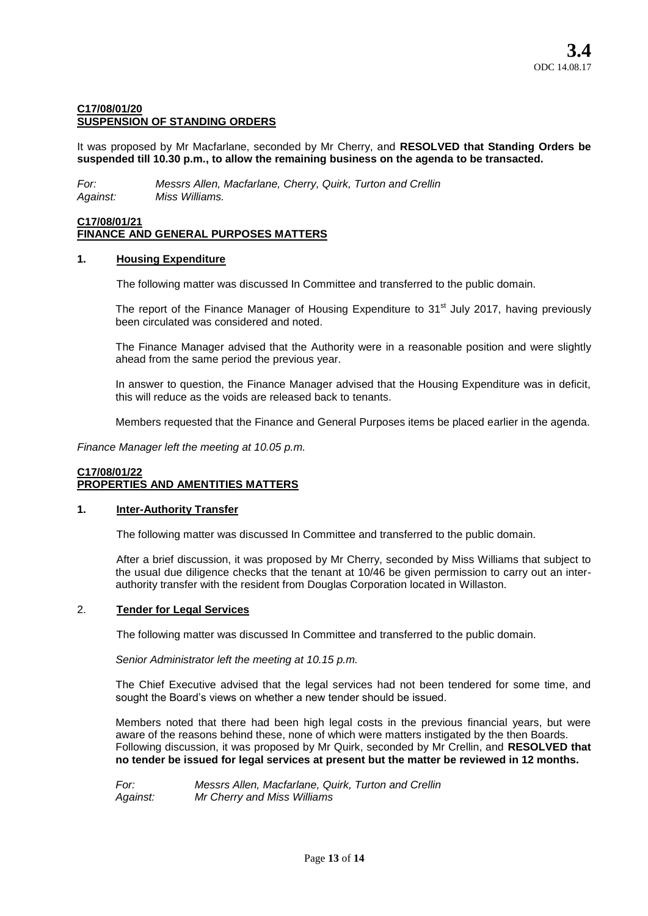**C17/08/01/20**
**SUSPENSION OF STANDING ORDERS**

It was proposed by Mr Macfarlane, seconded by Mr Cherry, and **RESOLVED that Standing Orders be suspended till 10.30 p.m., to allow the remaining business on the agenda to be transacted.**

*For: Messrs Allen, Macfarlane, Cherry, Quirk, Turton and Crellin*
*Against: Miss Williams.*

**C17/08/01/21**
**FINANCE AND GENERAL PURPOSES MATTERS**

**1. Housing Expenditure**

The following matter was discussed In Committee and transferred to the public domain.

The report of the Finance Manager of Housing Expenditure to 31st July 2017, having previously been circulated was considered and noted.

The Finance Manager advised that the Authority were in a reasonable position and were slightly ahead from the same period the previous year.

In answer to question, the Finance Manager advised that the Housing Expenditure was in deficit, this will reduce as the voids are released back to tenants.

Members requested that the Finance and General Purposes items be placed earlier in the agenda.

*Finance Manager left the meeting at 10.05 p.m.*

**C17/08/01/22**
**PROPERTIES AND AMENTITIES MATTERS**

**1. Inter-Authority Transfer**

The following matter was discussed In Committee and transferred to the public domain.

After a brief discussion, it was proposed by Mr Cherry, seconded by Miss Williams that subject to the usual due diligence checks that the tenant at 10/46 be given permission to carry out an inter-authority transfer with the resident from Douglas Corporation located in Willaston.

**2. Tender for Legal Services**

The following matter was discussed In Committee and transferred to the public domain.

*Senior Administrator left the meeting at 10.15 p.m.*

The Chief Executive advised that the legal services had not been tendered for some time, and sought the Board's views on whether a new tender should be issued.

Members noted that there had been high legal costs in the previous financial years, but were aware of the reasons behind these, none of which were matters instigated by the then Boards. Following discussion, it was proposed by Mr Quirk, seconded by Mr Crellin, and **RESOLVED that no tender be issued for legal services at present but the matter be reviewed in 12 months.**

*For: Messrs Allen, Macfarlane, Quirk, Turton and Crellin*
*Against: Mr Cherry and Miss Williams*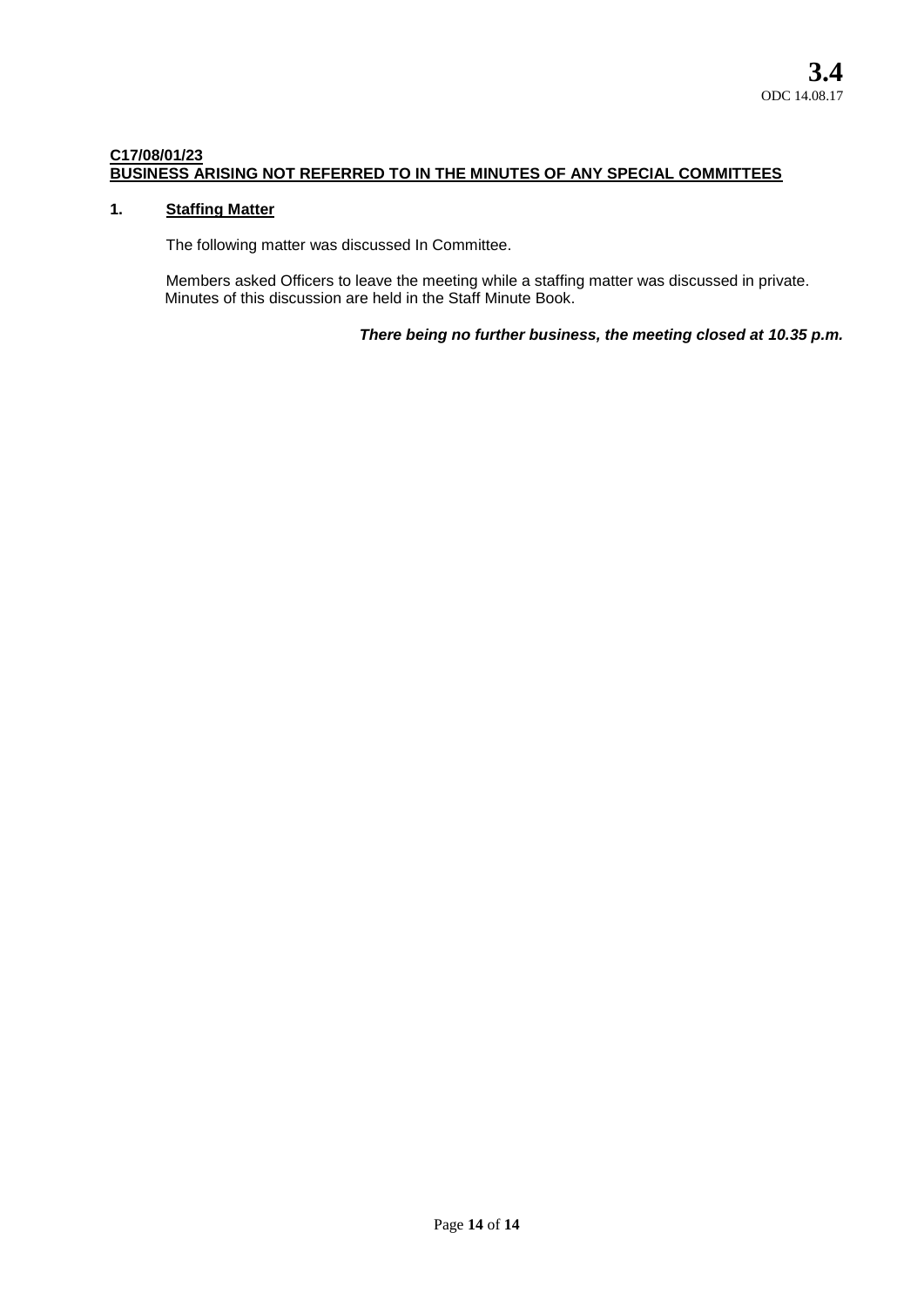**C17/08/01/23**
**BUSINESS ARISING NOT REFERRED TO IN THE MINUTES OF ANY SPECIAL COMMITTEES**

**1. Staffing Matter**

The following matter was discussed In Committee.

Members asked Officers to leave the meeting while a staffing matter was discussed in private. Minutes of this discussion are held in the Staff Minute Book.

***There being no further business, the meeting closed at 10.35 p.m.***